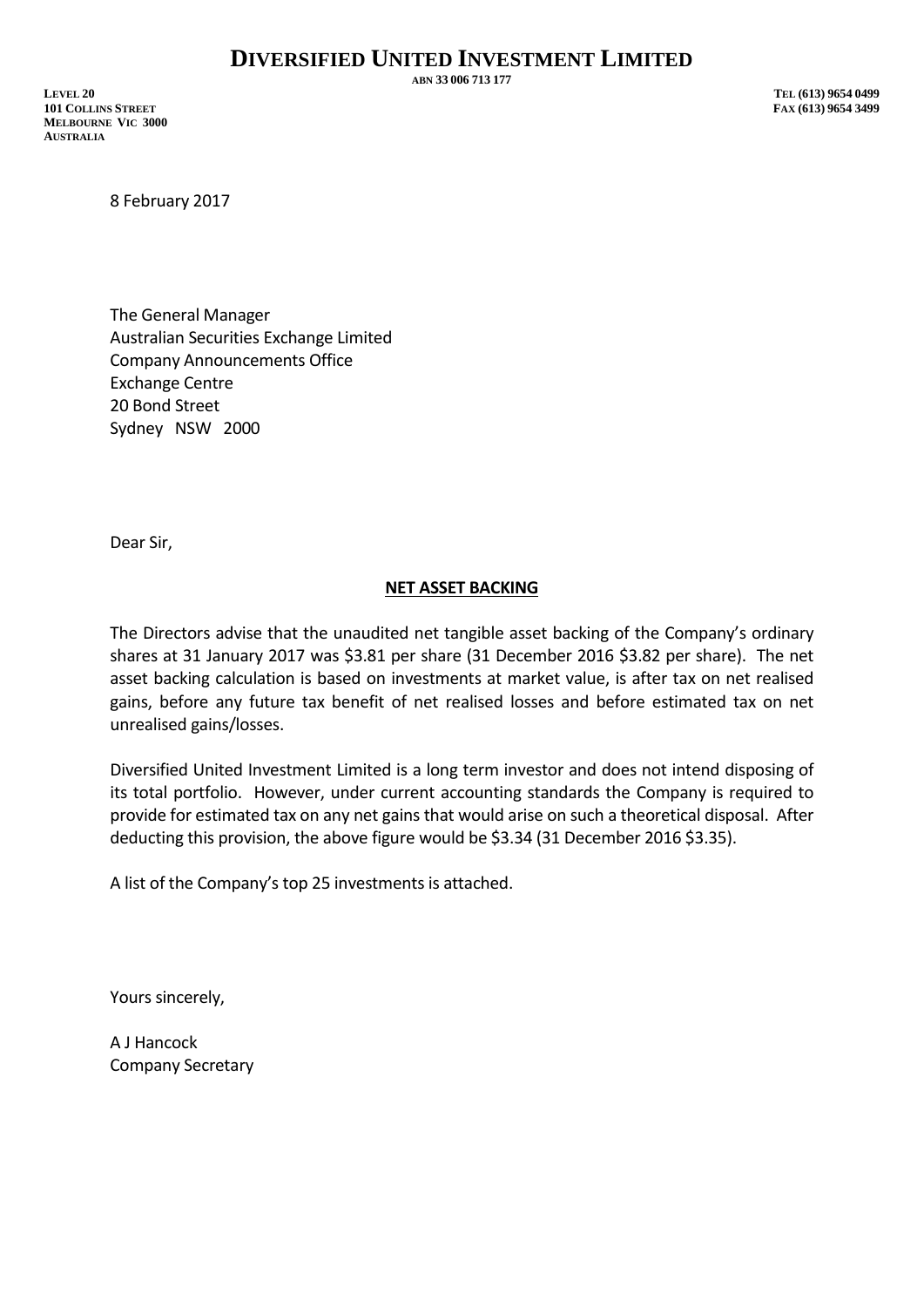# DIVERSIFIED UNITED INVESTMENT LIMITED

ABN 33 006 713 177

LEVEL 20
101 COLLINS STREET
MELBOURNE VIC 3000
AUSTRALIA

TEL (613) 9654 0499
FAX (613) 9654 3499

8 February 2017

The General Manager
Australian Securities Exchange Limited
Company Announcements Office
Exchange Centre
20 Bond Street
Sydney NSW 2000

Dear Sir,

**NET ASSET BACKING**

The Directors advise that the unaudited net tangible asset backing of the Company's ordinary shares at 31 January 2017 was $3.81 per share (31 December 2016 $3.82 per share). The net asset backing calculation is based on investments at market value, is after tax on net realised gains, before any future tax benefit of net realised losses and before estimated tax on net unrealised gains/losses.

Diversified United Investment Limited is a long term investor and does not intend disposing of its total portfolio. However, under current accounting standards the Company is required to provide for estimated tax on any net gains that would arise on such a theoretical disposal. After deducting this provision, the above figure would be $3.34 (31 December 2016 $3.35).

A list of the Company's top 25 investments is attached.

Yours sincerely,

A J Hancock
Company Secretary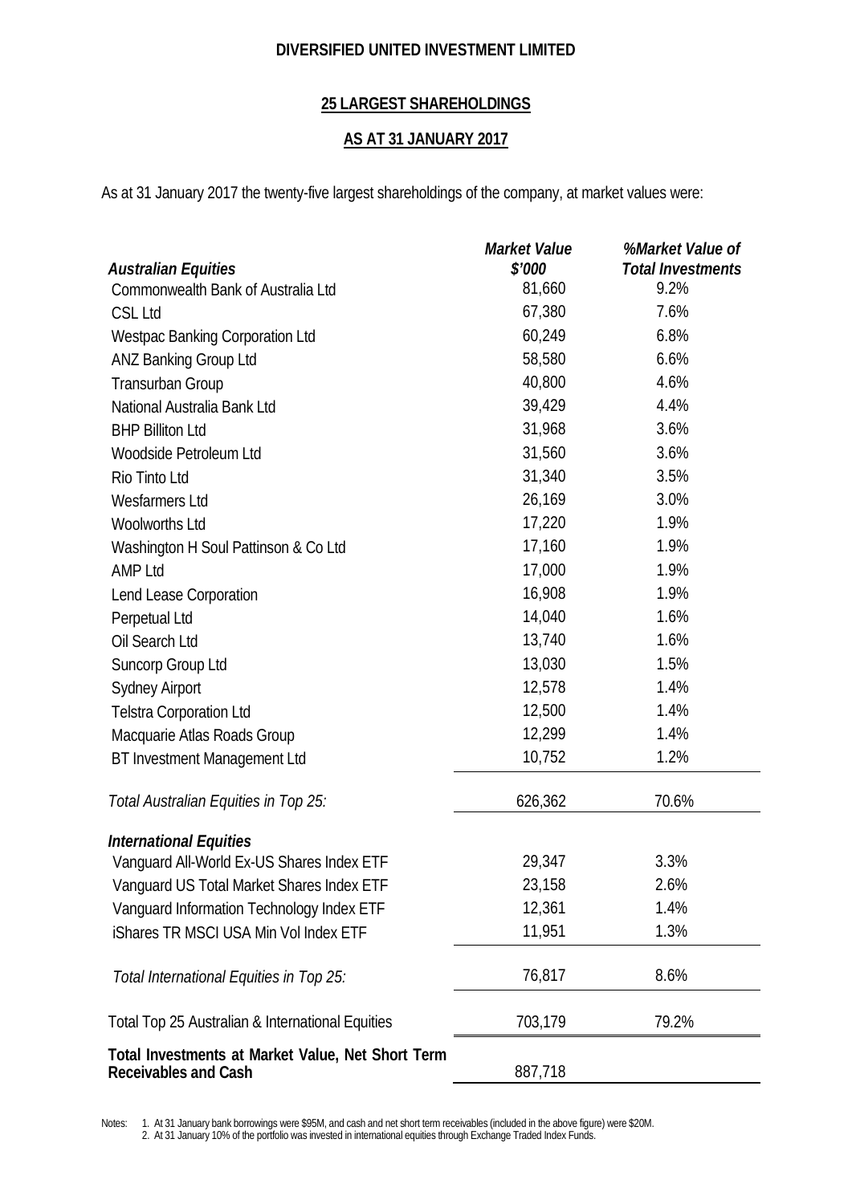**DIVERSIFIED UNITED INVESTMENT LIMITED**

**25 LARGEST SHAREHOLDINGS**

**AS AT 31 JANUARY 2017**

As at 31 January 2017 the twenty-five largest shareholdings of the company, at market values were:

| ***Australian Equities*** | ***Market Value $'000*** | ***%Market Value of Total Investments*** |
|---|---|---|
| Commonwealth Bank of Australia Ltd | 81,660 | 9.2% |
| CSL Ltd | 67,380 | 7.6% |
| Westpac Banking Corporation Ltd | 60,249 | 6.8% |
| ANZ Banking Group Ltd | 58,580 | 6.6% |
| Transurban Group | 40,800 | 4.6% |
| National Australia Bank Ltd | 39,429 | 4.4% |
| BHP Billiton Ltd | 31,968 | 3.6% |
| Woodside Petroleum Ltd | 31,560 | 3.6% |
| Rio Tinto Ltd | 31,340 | 3.5% |
| Wesfarmers Ltd | 26,169 | 3.0% |
| Woolworths Ltd | 17,220 | 1.9% |
| Washington H Soul Pattinson & Co Ltd | 17,160 | 1.9% |
| AMP Ltd | 17,000 | 1.9% |
| Lend Lease Corporation | 16,908 | 1.9% |
| Perpetual Ltd | 14,040 | 1.6% |
| Oil Search Ltd | 13,740 | 1.6% |
| Suncorp Group Ltd | 13,030 | 1.5% |
| Sydney Airport | 12,578 | 1.4% |
| Telstra Corporation Ltd | 12,500 | 1.4% |
| Macquarie Atlas Roads Group | 12,299 | 1.4% |
| BT Investment Management Ltd | 10,752 | 1.2% |
| *Total Australian Equities in Top 25:* | 626,362 | 70.6% |
| ***International Equities*** | | |
| Vanguard All-World Ex-US Shares Index ETF | 29,347 | 3.3% |
| Vanguard US Total Market Shares Index ETF | 23,158 | 2.6% |
| Vanguard Information Technology Index ETF | 12,361 | 1.4% |
| iShares TR MSCI USA Min Vol Index ETF | 11,951 | 1.3% |
| *Total International Equities in Top 25:* | 76,817 | 8.6% |
| Total Top 25 Australian & International Equities | 703,179 | 79.2% |
| **Total Investments at Market Value, Net Short Term Receivables and Cash** | 887,718 | |

Notes: 1. At 31 January bank borrowings were $95M, and cash and net short term receivables (included in the above figure) were $20M.
2. At 31 January 10% of the portfolio was invested in international equities through Exchange Traded Index Funds.